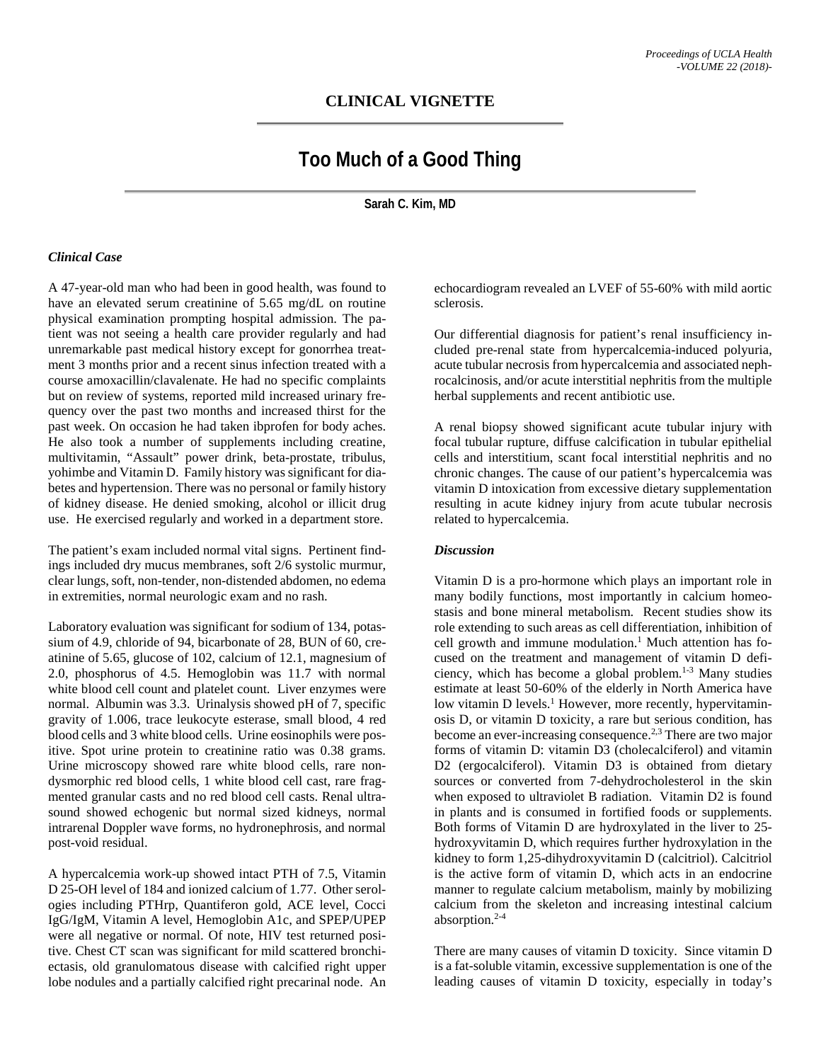# CLINICAL VIGNETTE

## Too Much of a Good Thing

**Sarah C. Kim, MD**

### *Clinical Case*

A 47-year-old man who had been in good health, was found to have an elevated serum creatinine of 5.65 mg/dL on routine physical examination prompting hospital admission. The patient was not seeing a health care provider regularly and had unremarkable past medical history except for gonorrhea treatment 3 months prior and a recent sinus infection treated with a course amoxacillin/clavalenate. He had no specific complaints but on review of systems, reported mild increased urinary frequency over the past two months and increased thirst for the past week. On occasion he had taken ibprofen for body aches. He also took a number of supplements including creatine, multivitamin, "Assault" power drink, beta-prostate, tribulus, yohimbe and Vitamin D. Family history was significant for diabetes and hypertension. There was no personal or family history of kidney disease. He denied smoking, alcohol or illicit drug use. He exercised regularly and worked in a department store.

The patient's exam included normal vital signs. Pertinent findings included dry mucus membranes, soft 2/6 systolic murmur, clear lungs, soft, non-tender, non-distended abdomen, no edema in extremities, normal neurologic exam and no rash.

Laboratory evaluation was significant for sodium of 134, potassium of 4.9, chloride of 94, bicarbonate of 28, BUN of 60, creatinine of 5.65, glucose of 102, calcium of 12.1, magnesium of 2.0, phosphorus of 4.5. Hemoglobin was 11.7 with normal white blood cell count and platelet count. Liver enzymes were normal. Albumin was 3.3. Urinalysis showed pH of 7, specific gravity of 1.006, trace leukocyte esterase, small blood, 4 red blood cells and 3 white blood cells. Urine eosinophils were positive. Spot urine protein to creatinine ratio was 0.38 grams. Urine microscopy showed rare white blood cells, rare non-dysmorphic red blood cells, 1 white blood cell cast, rare fragmented granular casts and no red blood cell casts. Renal ultrasound showed echogenic but normal sized kidneys, normal intrarenal Doppler wave forms, no hydronephrosis, and normal post-void residual.

A hypercalcemia work-up showed intact PTH of 7.5, Vitamin D 25-OH level of 184 and ionized calcium of 1.77. Other serologies including PTHrp, Quantiferon gold, ACE level, Cocci IgG/IgM, Vitamin A level, Hemoglobin A1c, and SPEP/UPEP were all negative or normal. Of note, HIV test returned positive. Chest CT scan was significant for mild scattered bronchiectasis, old granulomatous disease with calcified right upper lobe nodules and a partially calcified right precarinal node. An echocardiogram revealed an LVEF of 55-60% with mild aortic sclerosis.

Our differential diagnosis for patient's renal insufficiency included pre-renal state from hypercalcemia-induced polyuria, acute tubular necrosis from hypercalcemia and associated nephrocalcinosis, and/or acute interstitial nephritis from the multiple herbal supplements and recent antibiotic use.

A renal biopsy showed significant acute tubular injury with focal tubular rupture, diffuse calcification in tubular epithelial cells and interstitium, scant focal interstitial nephritis and no chronic changes. The cause of our patient's hypercalcemia was vitamin D intoxication from excessive dietary supplementation resulting in acute kidney injury from acute tubular necrosis related to hypercalcemia.

### *Discussion*

Vitamin D is a pro-hormone which plays an important role in many bodily functions, most importantly in calcium homeostasis and bone mineral metabolism. Recent studies show its role extending to such areas as cell differentiation, inhibition of cell growth and immune modulation.[1] Much attention has focused on the treatment and management of vitamin D deficiency, which has become a global problem.[1-3] Many studies estimate at least 50-60% of the elderly in North America have low vitamin D levels.[1] However, more recently, hypervitaminosis D, or vitamin D toxicity, a rare but serious condition, has become an ever-increasing consequence.[2,3] There are two major forms of vitamin D: vitamin D3 (cholecalciferol) and vitamin D2 (ergocalciferol). Vitamin D3 is obtained from dietary sources or converted from 7-dehydrocholesterol in the skin when exposed to ultraviolet B radiation. Vitamin D2 is found in plants and is consumed in fortified foods or supplements. Both forms of Vitamin D are hydroxylated in the liver to 25-hydroxyvitamin D, which requires further hydroxylation in the kidney to form 1,25-dihydroxyvitamin D (calcitriol). Calcitriol is the active form of vitamin D, which acts in an endocrine manner to regulate calcium metabolism, mainly by mobilizing calcium from the skeleton and increasing intestinal calcium absorption.[2-4]

There are many causes of vitamin D toxicity. Since vitamin D is a fat-soluble vitamin, excessive supplementation is one of the leading causes of vitamin D toxicity, especially in today's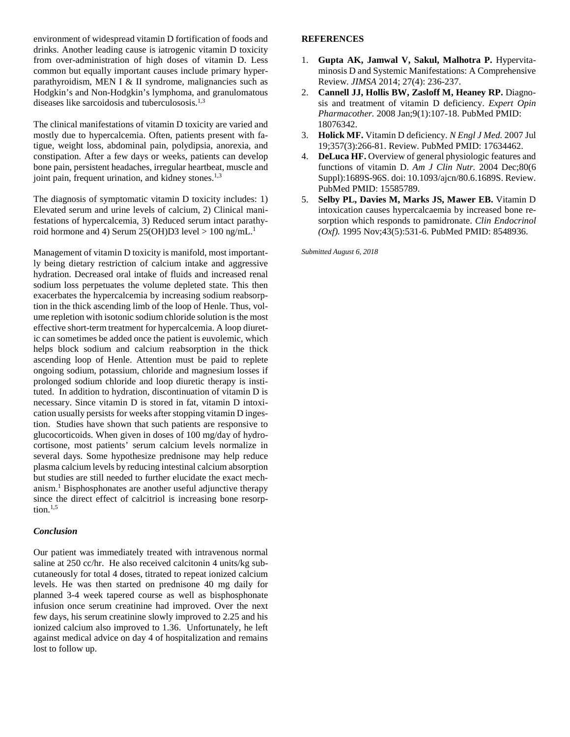environment of widespread vitamin D fortification of foods and drinks. Another leading cause is iatrogenic vitamin D toxicity from over-administration of high doses of vitamin D. Less common but equally important causes include primary hyperparathyroidism, MEN I & II syndrome, malignancies such as Hodgkin's and Non-Hodgkin's lymphoma, and granulomatous diseases like sarcoidosis and tuberculososis.[1,3]

The clinical manifestations of vitamin D toxicity are varied and mostly due to hypercalcemia. Often, patients present with fatigue, weight loss, abdominal pain, polydipsia, anorexia, and constipation. After a few days or weeks, patients can develop bone pain, persistent headaches, irregular heartbeat, muscle and joint pain, frequent urination, and kidney stones.[1,3]

The diagnosis of symptomatic vitamin D toxicity includes: 1) Elevated serum and urine levels of calcium, 2) Clinical manifestations of hypercalcemia, 3) Reduced serum intact parathyroid hormone and 4) Serum 25(OH)D3 level > 100 ng/mL.[1]

Management of vitamin D toxicity is manifold, most importantly being dietary restriction of calcium intake and aggressive hydration. Decreased oral intake of fluids and increased renal sodium loss perpetuates the volume depleted state. This then exacerbates the hypercalcemia by increasing sodium reabsorption in the thick ascending limb of the loop of Henle. Thus, volume repletion with isotonic sodium chloride solution is the most effective short-term treatment for hypercalcemia. A loop diuretic can sometimes be added once the patient is euvolemic, which helps block sodium and calcium reabsorption in the thick ascending loop of Henle. Attention must be paid to replete ongoing sodium, potassium, chloride and magnesium losses if prolonged sodium chloride and loop diuretic therapy is instituted. In addition to hydration, discontinuation of vitamin D is necessary. Since vitamin D is stored in fat, vitamin D intoxication usually persists for weeks after stopping vitamin D ingestion. Studies have shown that such patients are responsive to glucocorticoids. When given in doses of 100 mg/day of hydrocortisone, most patients' serum calcium levels normalize in several days. Some hypothesize prednisone may help reduce plasma calcium levels by reducing intestinal calcium absorption but studies are still needed to further elucidate the exact mechanism.[1] Bisphosphonates are another useful adjunctive therapy since the direct effect of calcitriol is increasing bone resorption.[1,5]

### *Conclusion*

Our patient was immediately treated with intravenous normal saline at 250 cc/hr. He also received calcitonin 4 units/kg subcutaneously for total 4 doses, titrated to repeat ionized calcium levels. He was then started on prednisone 40 mg daily for planned 3-4 week tapered course as well as bisphosphonate infusion once serum creatinine had improved. Over the next few days, his serum creatinine slowly improved to 2.25 and his ionized calcium also improved to 1.36. Unfortunately, he left against medical advice on day 4 of hospitalization and remains lost to follow up.

## REFERENCES

1. **Gupta AK, Jamwal V, Sakul, Malhotra P.** Hypervitaminosis D and Systemic Manifestations: A Comprehensive Review. *JIMSA* 2014; 27(4): 236-237.
2. **Cannell JJ, Hollis BW, Zasloff M, Heaney RP.** Diagnosis and treatment of vitamin D deficiency. *Expert Opin Pharmacother.* 2008 Jan;9(1):107-18. PubMed PMID: 18076342.
3. **Holick MF.** Vitamin D deficiency. *N Engl J Med.* 2007 Jul 19;357(3):266-81. Review. PubMed PMID: 17634462.
4. **DeLuca HF.** Overview of general physiologic features and functions of vitamin D. *Am J Clin Nutr.* 2004 Dec;80(6 Suppl):1689S-96S. doi: 10.1093/ajcn/80.6.1689S. Review. PubMed PMID: 15585789.
5. **Selby PL, Davies M, Marks JS, Mawer EB.** Vitamin D intoxication causes hypercalcaemia by increased bone resorption which responds to pamidronate. *Clin Endocrinol (Oxf).* 1995 Nov;43(5):531-6. PubMed PMID: 8548936.

*Submitted August 6, 2018*